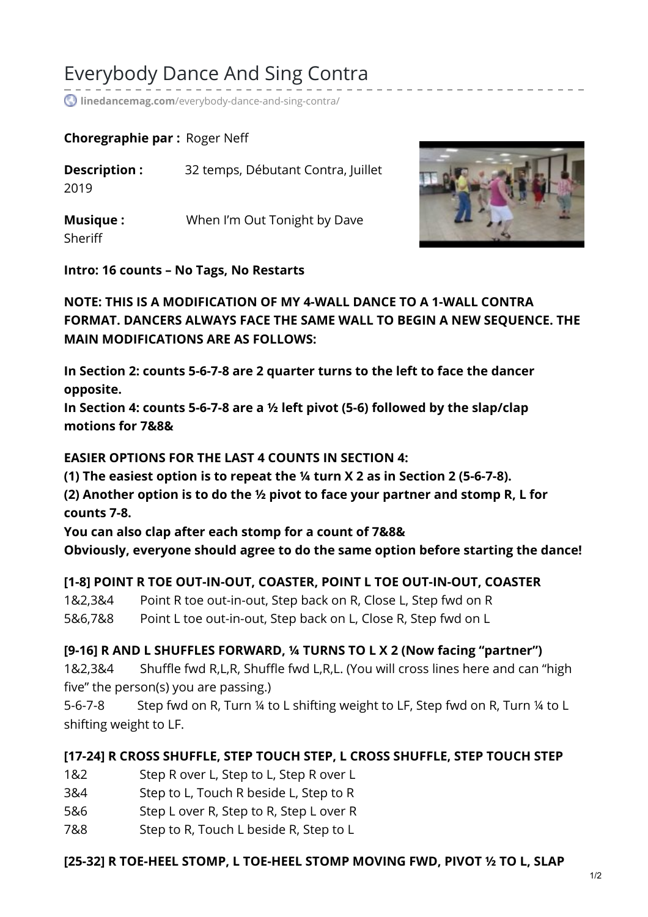# Everybody Dance And Sing Contra

linedancemag.com/everybody-dance-and-sing-contra/

**Choregraphie par :** Roger Neff

**Description :** 32 temps, Débutant Contra, Juillet 2019

**Musique :** When I'm Out Tonight by Dave Sheriff

**Intro: 16 counts – No Tags, No Restarts**

**NOTE: THIS IS A MODIFICATION OF MY 4-WALL DANCE TO A 1-WALL CONTRA FORMAT. DANCERS ALWAYS FACE THE SAME WALL TO BEGIN A NEW SEQUENCE. THE MAIN MODIFICATIONS ARE AS FOLLOWS:**

**In Section 2: counts 5-6-7-8 are 2 quarter turns to the left to face the dancer opposite.**
**In Section 4: counts 5-6-7-8 are a ½ left pivot (5-6) followed by the slap/clap motions for 7&8&**

**EASIER OPTIONS FOR THE LAST 4 COUNTS IN SECTION 4:**
**(1) The easiest option is to repeat the ¼ turn X 2 as in Section 2 (5-6-7-8).**
**(2) Another option is to do the ½ pivot to face your partner and stomp R, L for counts 7-8.**
**You can also clap after each stomp for a count of 7&8&**
**Obviously, everyone should agree to do the same option before starting the dance!**

**[1-8] POINT R TOE OUT-IN-OUT, COASTER, POINT L TOE OUT-IN-OUT, COASTER**

1&2,3&4 Point R toe out-in-out, Step back on R, Close L, Step fwd on R
5&6,7&8 Point L toe out-in-out, Step back on L, Close R, Step fwd on L

**[9-16] R AND L SHUFFLES FORWARD, ¼ TURNS TO L X 2 (Now facing "partner")**

1&2,3&4 Shuffle fwd R,L,R, Shuffle fwd L,R,L. (You will cross lines here and can "high five" the person(s) you are passing.)
5-6-7-8 Step fwd on R, Turn ¼ to L shifting weight to LF, Step fwd on R, Turn ¼ to L shifting weight to LF.

**[17-24] R CROSS SHUFFLE, STEP TOUCH STEP, L CROSS SHUFFLE, STEP TOUCH STEP**

1&2 Step R over L, Step to L, Step R over L
3&4 Step to L, Touch R beside L, Step to R
5&6 Step L over R, Step to R, Step L over R
7&8 Step to R, Touch L beside R, Step to L

**[25-32] R TOE-HEEL STOMP, L TOE-HEEL STOMP MOVING FWD, PIVOT ½ TO L, SLAP**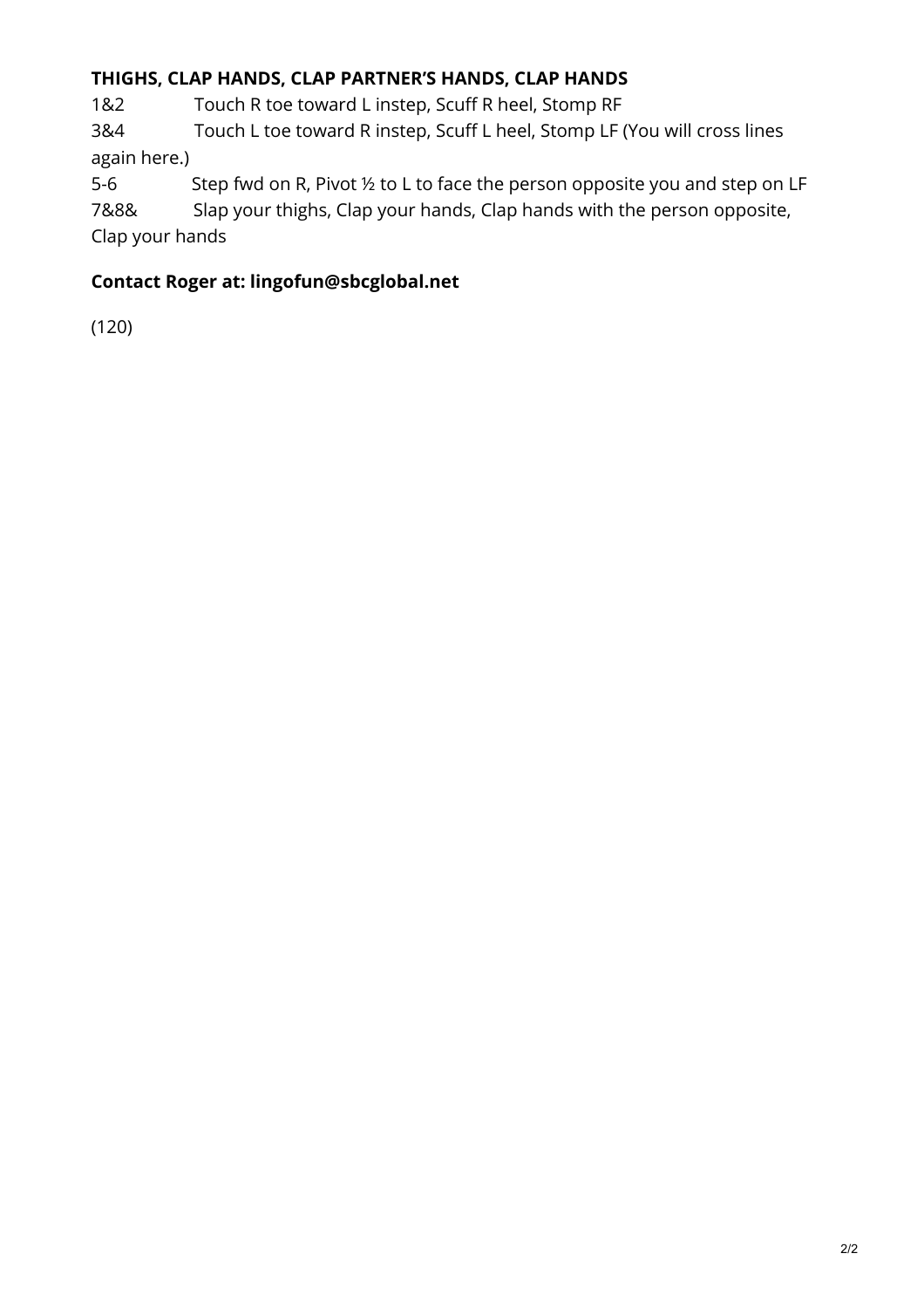**THIGHS, CLAP HANDS, CLAP PARTNER'S HANDS, CLAP HANDS**

1&2 Touch R toe toward L instep, Scuff R heel, Stomp RF

3&4 Touch L toe toward R instep, Scuff L heel, Stomp LF (You will cross lines again here.)

5-6 Step fwd on R, Pivot ½ to L to face the person opposite you and step on LF

7&8& Slap your thighs, Clap your hands, Clap hands with the person opposite, Clap your hands

**Contact Roger at: lingofun@sbcglobal.net**

(120)